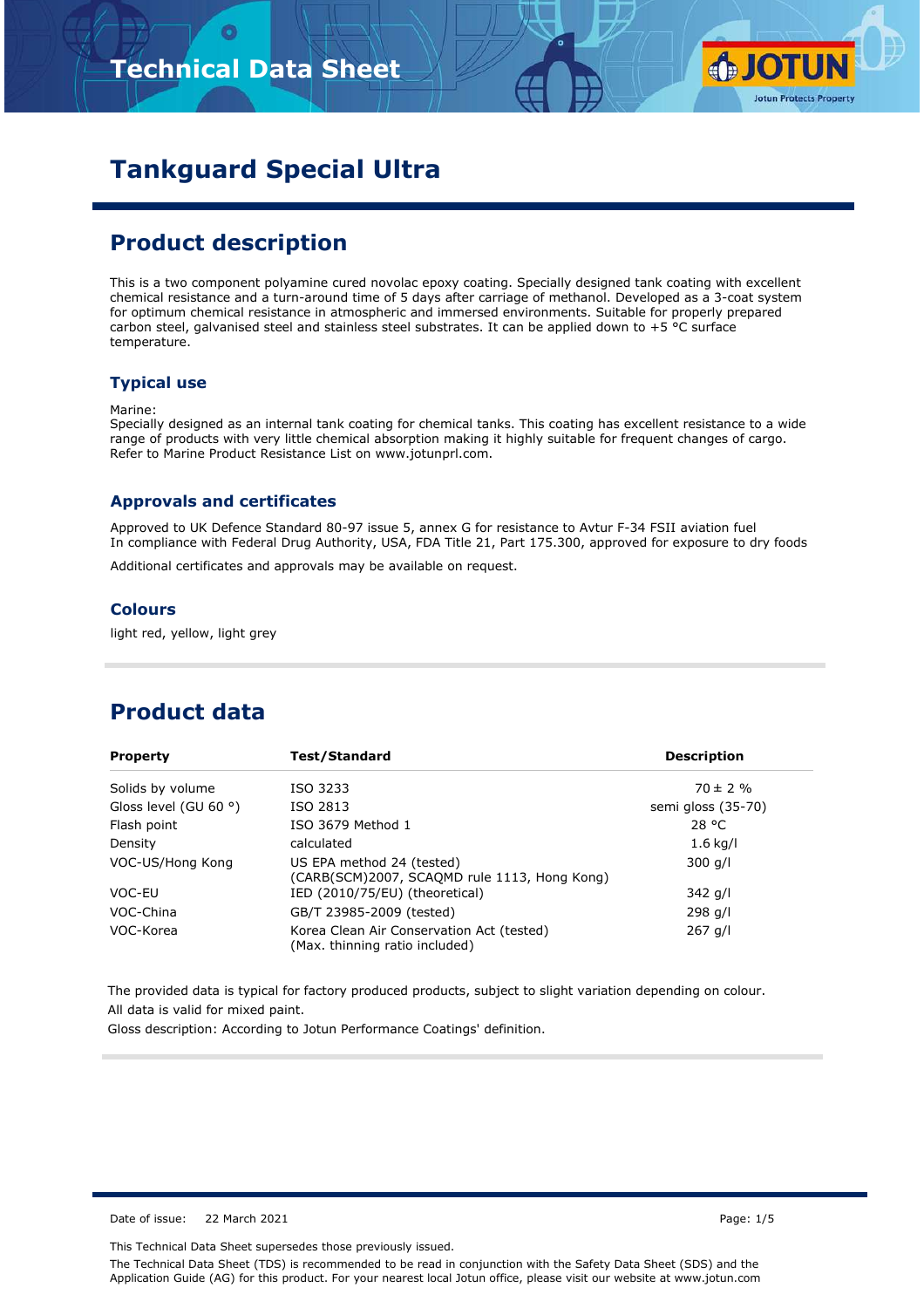# Technical Data Sheet

# Tankguard Special Ultra

## Product description

This is a two component polyamine cured novolac epoxy coating. Specially designed tank coating with excellent chemical resistance and a turn-around time of 5 days after carriage of methanol. Developed as a 3-coat system for optimum chemical resistance in atmospheric and immersed environments. Suitable for properly prepared carbon steel, galvanised steel and stainless steel substrates. It can be applied down to +5 °C surface temperature.

### Typical use

Marine:
Specially designed as an internal tank coating for chemical tanks. This coating has excellent resistance to a wide range of products with very little chemical absorption making it highly suitable for frequent changes of cargo. Refer to Marine Product Resistance List on www.jotunprl.com.

### Approvals and certificates

Approved to UK Defence Standard 80-97 issue 5, annex G for resistance to Avtur F-34 FSII aviation fuel
In compliance with Federal Drug Authority, USA, FDA Title 21, Part 175.300, approved for exposure to dry foods

Additional certificates and approvals may be available on request.

### Colours

light red, yellow, light grey

## Product data

| Property | Test/Standard | Description |
|---|---|---|
| Solids by volume | ISO 3233 | 70 ± 2 % |
| Gloss level (GU 60 °) | ISO 2813 | semi gloss (35-70) |
| Flash point | ISO 3679 Method 1 | 28 °C |
| Density | calculated | 1.6 kg/l |
| VOC-US/Hong Kong | US EPA method 24 (tested) (CARB(SCM)2007, SCAQMD rule 1113, Hong Kong) | 300 g/l |
| VOC-EU | IED (2010/75/EU) (theoretical) | 342 g/l |
| VOC-China | GB/T 23985-2009 (tested) | 298 g/l |
| VOC-Korea | Korea Clean Air Conservation Act (tested) (Max. thinning ratio included) | 267 g/l |

The provided data is typical for factory produced products, subject to slight variation depending on colour.
All data is valid for mixed paint.
Gloss description: According to Jotun Performance Coatings' definition.

Date of issue: 22 March 2021

This Technical Data Sheet supersedes those previously issued.

The Technical Data Sheet (TDS) is recommended to be read in conjunction with the Safety Data Sheet (SDS) and the Application Guide (AG) for this product. For your nearest local Jotun office, please visit our website at www.jotun.com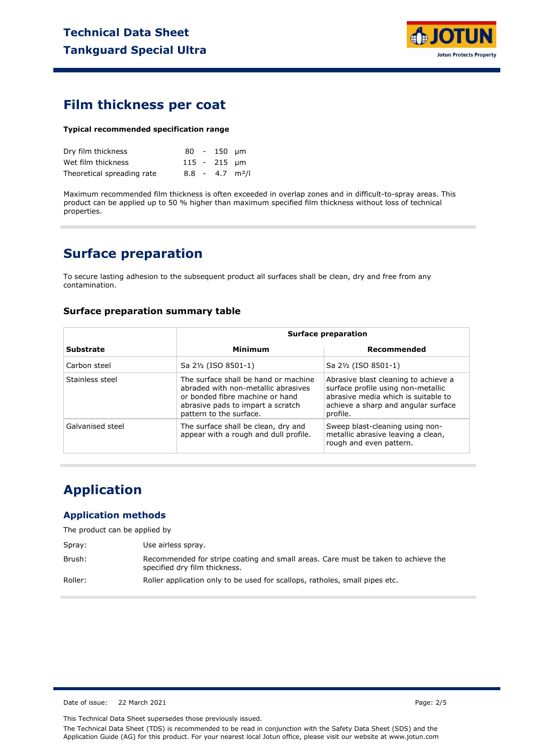## Film thickness per coat

**Typical recommended specification range**

| | | |
|---|---|---|
| Dry film thickness | 80 - 150 | µm |
| Wet film thickness | 115 - 215 | µm |
| Theoretical spreading rate | 8.8 - 4.7 | m²/l |

Maximum recommended film thickness is often exceeded in overlap zones and in difficult-to-spray areas. This product can be applied up to 50 % higher than maximum specified film thickness without loss of technical properties.

## Surface preparation

To secure lasting adhesion to the subsequent product all surfaces shall be clean, dry and free from any contamination.

### Surface preparation summary table

| | Surface preparation | |
|---|---|---|
| **Substrate** | **Minimum** | **Recommended** |
| Carbon steel | Sa 2½ (ISO 8501-1) | Sa 2½ (ISO 8501-1) |
| Stainless steel | The surface shall be hand or machine abraded with non-metallic abrasives or bonded fibre machine or hand abrasive pads to impart a scratch pattern to the surface. | Abrasive blast cleaning to achieve a surface profile using non-metallic abrasive media which is suitable to achieve a sharp and angular surface profile. |
| Galvanised steel | The surface shall be clean, dry and appear with a rough and dull profile. | Sweep blast-cleaning using non-metallic abrasive leaving a clean, rough and even pattern. |

## Application

### Application methods

The product can be applied by

Spray: Use airless spray.

Brush: Recommended for stripe coating and small areas. Care must be taken to achieve the specified dry film thickness.

Roller: Roller application only to be used for scallops, ratholes, small pipes etc.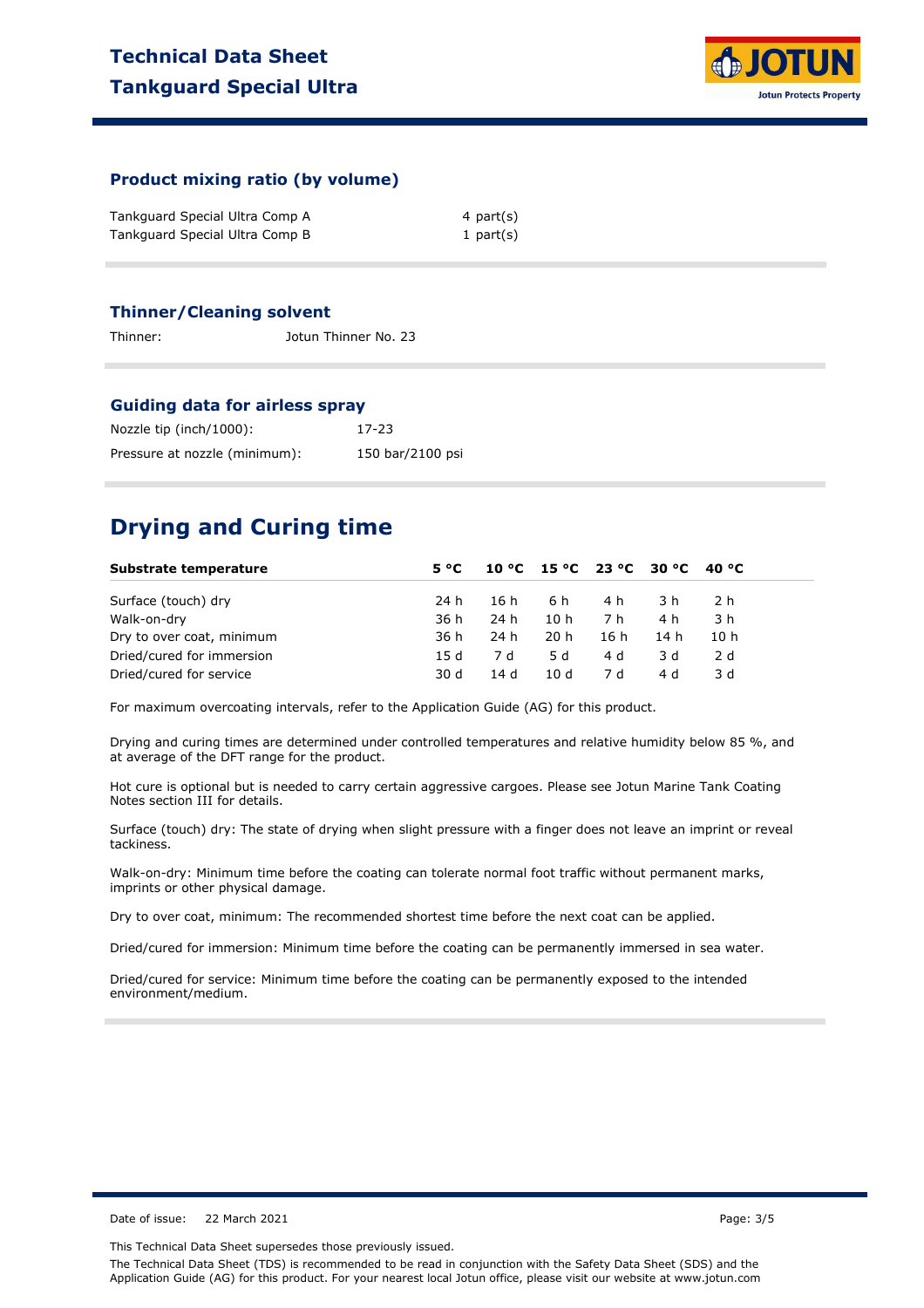### Product mixing ratio (by volume)

| | |
|---|---|
| Tankguard Special Ultra Comp A | 4 part(s) |
| Tankguard Special Ultra Comp B | 1 part(s) |

### Thinner/Cleaning solvent

Thinner: Jotun Thinner No. 23

### Guiding data for airless spray

| | |
|---|---|
| Nozzle tip (inch/1000): | 17-23 |
| Pressure at nozzle (minimum): | 150 bar/2100 psi |

## Drying and Curing time

| Substrate temperature | 5 °C | 10 °C | 15 °C | 23 °C | 30 °C | 40 °C |
|---|---|---|---|---|---|---|
| Surface (touch) dry | 24 h | 16 h | 6 h | 4 h | 3 h | 2 h |
| Walk-on-dry | 36 h | 24 h | 10 h | 7 h | 4 h | 3 h |
| Dry to over coat, minimum | 36 h | 24 h | 20 h | 16 h | 14 h | 10 h |
| Dried/cured for immersion | 15 d | 7 d | 5 d | 4 d | 3 d | 2 d |
| Dried/cured for service | 30 d | 14 d | 10 d | 7 d | 4 d | 3 d |

For maximum overcoating intervals, refer to the Application Guide (AG) for this product.

Drying and curing times are determined under controlled temperatures and relative humidity below 85 %, and at average of the DFT range for the product.

Hot cure is optional but is needed to carry certain aggressive cargoes. Please see Jotun Marine Tank Coating Notes section III for details.

Surface (touch) dry: The state of drying when slight pressure with a finger does not leave an imprint or reveal tackiness.

Walk-on-dry: Minimum time before the coating can tolerate normal foot traffic without permanent marks, imprints or other physical damage.

Dry to over coat, minimum: The recommended shortest time before the next coat can be applied.

Dried/cured for immersion: Minimum time before the coating can be permanently immersed in sea water.

Dried/cured for service: Minimum time before the coating can be permanently exposed to the intended environment/medium.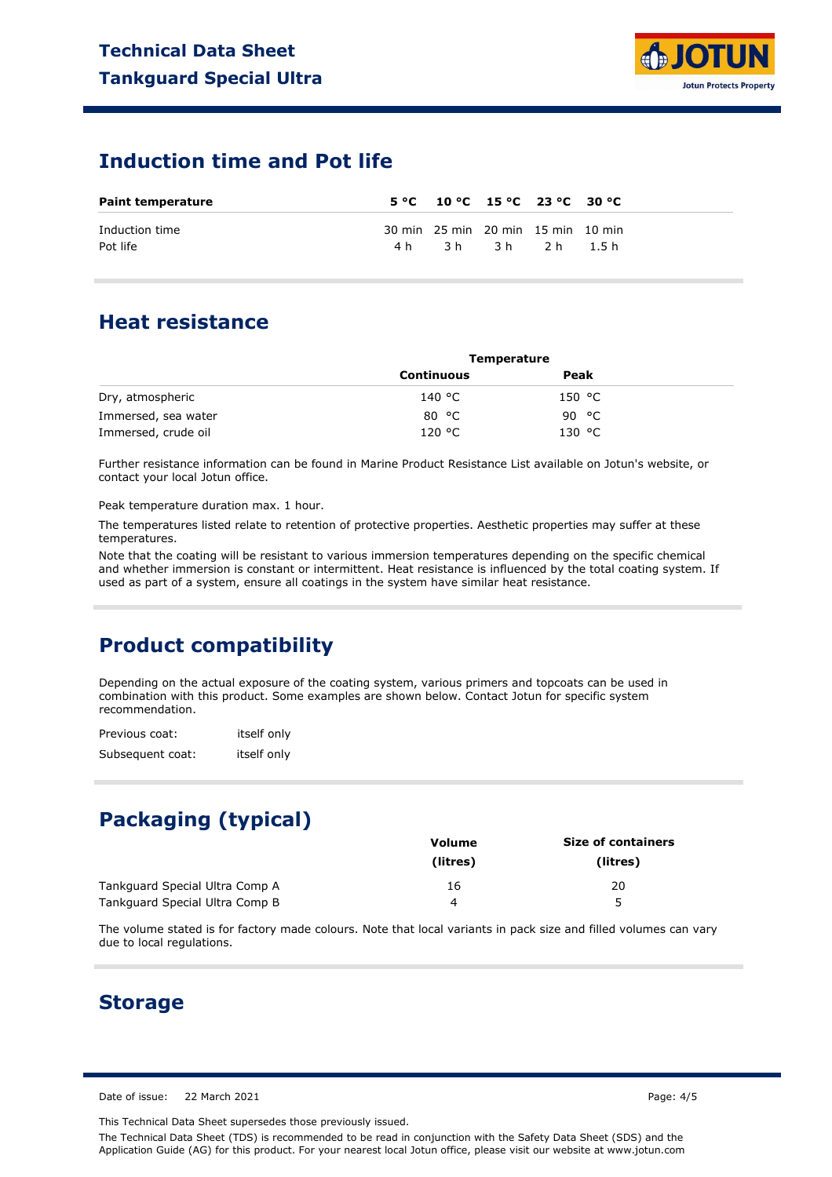## Induction time and Pot life

| Paint temperature | 5 °C | 10 °C | 15 °C | 23 °C | 30 °C |
|---|---|---|---|---|---|
| Induction time | 30 min | 25 min | 20 min | 15 min | 10 min |
| Pot life | 4 h | 3 h | 3 h | 2 h | 1.5 h |

## Heat resistance

| | Temperature | |
|---|---|---|
| | **Continuous** | **Peak** |
| Dry, atmospheric | 140 °C | 150 °C |
| Immersed, sea water | 80 °C | 90 °C |
| Immersed, crude oil | 120 °C | 130 °C |

Further resistance information can be found in Marine Product Resistance List available on Jotun's website, or contact your local Jotun office.

Peak temperature duration max. 1 hour.

The temperatures listed relate to retention of protective properties. Aesthetic properties may suffer at these temperatures.

Note that the coating will be resistant to various immersion temperatures depending on the specific chemical and whether immersion is constant or intermittent. Heat resistance is influenced by the total coating system. If used as part of a system, ensure all coatings in the system have similar heat resistance.

## Product compatibility

Depending on the actual exposure of the coating system, various primers and topcoats can be used in combination with this product. Some examples are shown below. Contact Jotun for specific system recommendation.

| | |
|---|---|
| Previous coat: | itself only |
| Subsequent coat: | itself only |

## Packaging (typical)

| | Volume (litres) | Size of containers (litres) |
|---|---|---|
| Tankguard Special Ultra Comp A | 16 | 20 |
| Tankguard Special Ultra Comp B | 4 | 5 |

The volume stated is for factory made colours. Note that local variants in pack size and filled volumes can vary due to local regulations.

## Storage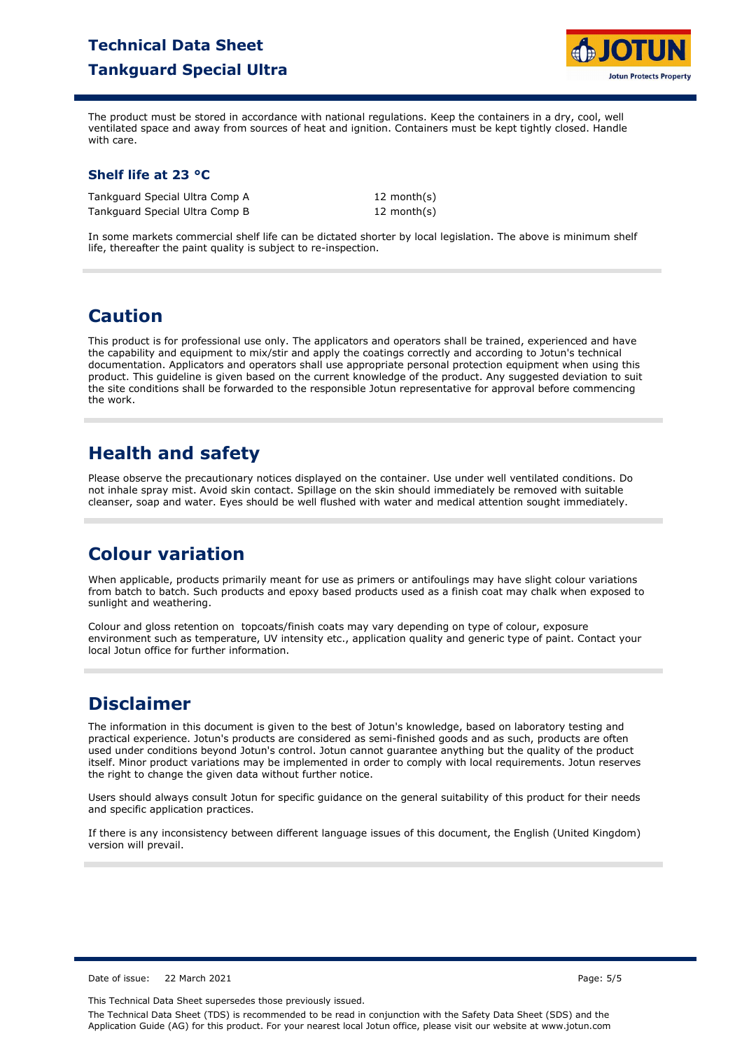The product must be stored in accordance with national regulations. Keep the containers in a dry, cool, well ventilated space and away from sources of heat and ignition. Containers must be kept tightly closed. Handle with care.

### Shelf life at 23 °C

| | |
|---|---|
| Tankguard Special Ultra Comp A | 12 month(s) |
| Tankguard Special Ultra Comp B | 12 month(s) |

In some markets commercial shelf life can be dictated shorter by local legislation. The above is minimum shelf life, thereafter the paint quality is subject to re-inspection.

## Caution

This product is for professional use only. The applicators and operators shall be trained, experienced and have the capability and equipment to mix/stir and apply the coatings correctly and according to Jotun's technical documentation. Applicators and operators shall use appropriate personal protection equipment when using this product. This guideline is given based on the current knowledge of the product. Any suggested deviation to suit the site conditions shall be forwarded to the responsible Jotun representative for approval before commencing the work.

## Health and safety

Please observe the precautionary notices displayed on the container. Use under well ventilated conditions. Do not inhale spray mist. Avoid skin contact. Spillage on the skin should immediately be removed with suitable cleanser, soap and water. Eyes should be well flushed with water and medical attention sought immediately.

## Colour variation

When applicable, products primarily meant for use as primers or antifoulings may have slight colour variations from batch to batch. Such products and epoxy based products used as a finish coat may chalk when exposed to sunlight and weathering.

Colour and gloss retention on topcoats/finish coats may vary depending on type of colour, exposure environment such as temperature, UV intensity etc., application quality and generic type of paint. Contact your local Jotun office for further information.

## Disclaimer

The information in this document is given to the best of Jotun's knowledge, based on laboratory testing and practical experience. Jotun's products are considered as semi-finished goods and as such, products are often used under conditions beyond Jotun's control. Jotun cannot guarantee anything but the quality of the product itself. Minor product variations may be implemented in order to comply with local requirements. Jotun reserves the right to change the given data without further notice.

Users should always consult Jotun for specific guidance on the general suitability of this product for their needs and specific application practices.

If there is any inconsistency between different language issues of this document, the English (United Kingdom) version will prevail.

Date of issue: 22 March 2021

This Technical Data Sheet supersedes those previously issued.

The Technical Data Sheet (TDS) is recommended to be read in conjunction with the Safety Data Sheet (SDS) and the Application Guide (AG) for this product. For your nearest local Jotun office, please visit our website at www.jotun.com